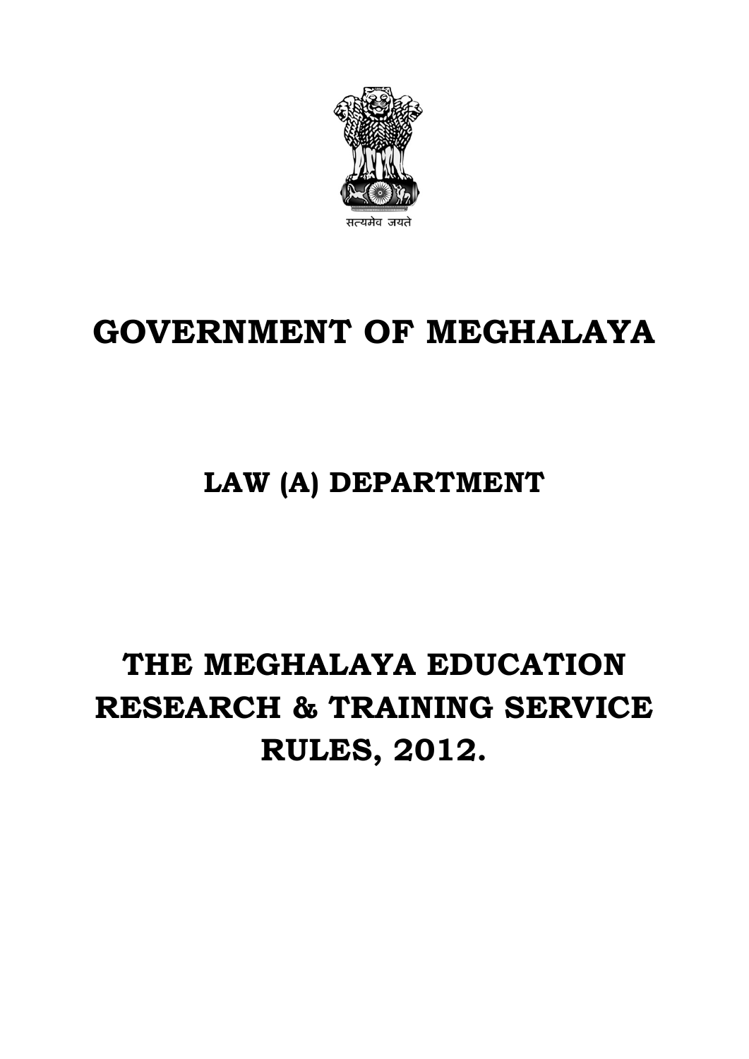सत्यमेव जयते

# GOVERNMENT OF MEGHALAYA

## LAW (A) DEPARTMENT

# THE MEGHALAYA EDUCATION RESEARCH & TRAINING SERVICE RULES, 2012.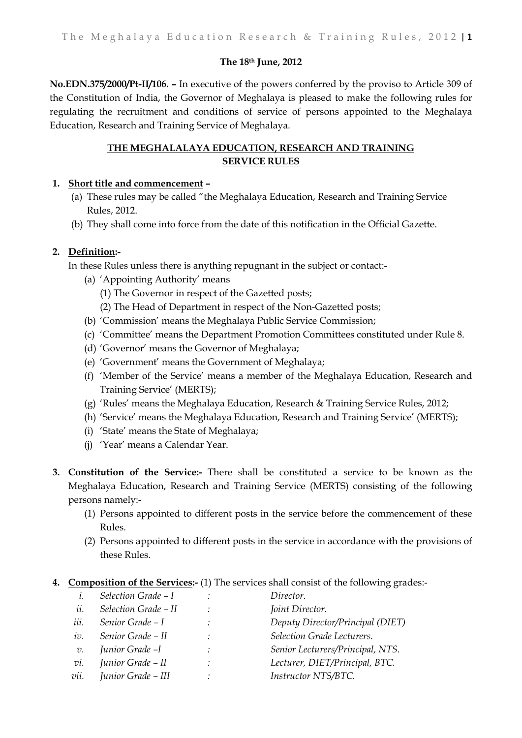**The 18th June, 2012**

**No.EDN.375/2000/Pt-II/106. –** In executive of the powers conferred by the proviso to Article 309 of the Constitution of India, the Governor of Meghalaya is pleased to make the following rules for regulating the recruitment and conditions of service of persons appointed to the Meghalaya Education, Research and Training Service of Meghalaya.

## THE MEGHALALAYA EDUCATION, RESEARCH AND TRAINING SERVICE RULES

**1. Short title and commencement –**

(a) These rules may be called "the Meghalaya Education, Research and Training Service Rules, 2012.

(b) They shall come into force from the date of this notification in the Official Gazette.

**2. Definition:-**

In these Rules unless there is anything repugnant in the subject or contact:-

(a) 'Appointing Authority' means

(1) The Governor in respect of the Gazetted posts;

(2) The Head of Department in respect of the Non-Gazetted posts;

(b) 'Commission' means the Meghalaya Public Service Commission;

(c) 'Committee' means the Department Promotion Committees constituted under Rule 8.

(d) 'Governor' means the Governor of Meghalaya;

(e) 'Government' means the Government of Meghalaya;

(f) 'Member of the Service' means a member of the Meghalaya Education, Research and Training Service' (MERTS);

(g) 'Rules' means the Meghalaya Education, Research & Training Service Rules, 2012;

(h) 'Service' means the Meghalaya Education, Research and Training Service' (MERTS);

(i) 'State' means the State of Meghalaya;

(j) 'Year' means a Calendar Year.

**3. Constitution of the Service:-** There shall be constituted a service to be known as the Meghalaya Education, Research and Training Service (MERTS) consisting of the following persons namely:-

(1) Persons appointed to different posts in the service before the commencement of these Rules.

(2) Persons appointed to different posts in the service in accordance with the provisions of these Rules.

**4. Composition of the Services:-** (1) The services shall consist of the following grades:-

| | | | |
|---|---|---|---|
| *i.* | *Selection Grade – I* | *:* | *Director.* |
| *ii.* | *Selection Grade – II* | *:* | *Joint Director.* |
| *iii.* | *Senior Grade – I* | *:* | *Deputy Director/Principal (DIET)* |
| *iv.* | *Senior Grade – II* | *:* | *Selection Grade Lecturers.* |
| *v.* | *Junior Grade –I* | *:* | *Senior Lecturers/Principal, NTS.* |
| *vi.* | *Junior Grade – II* | *:* | *Lecturer, DIET/Principal, BTC.* |
| *vii.* | *Junior Grade – III* | *:* | *Instructor NTS/BTC.* |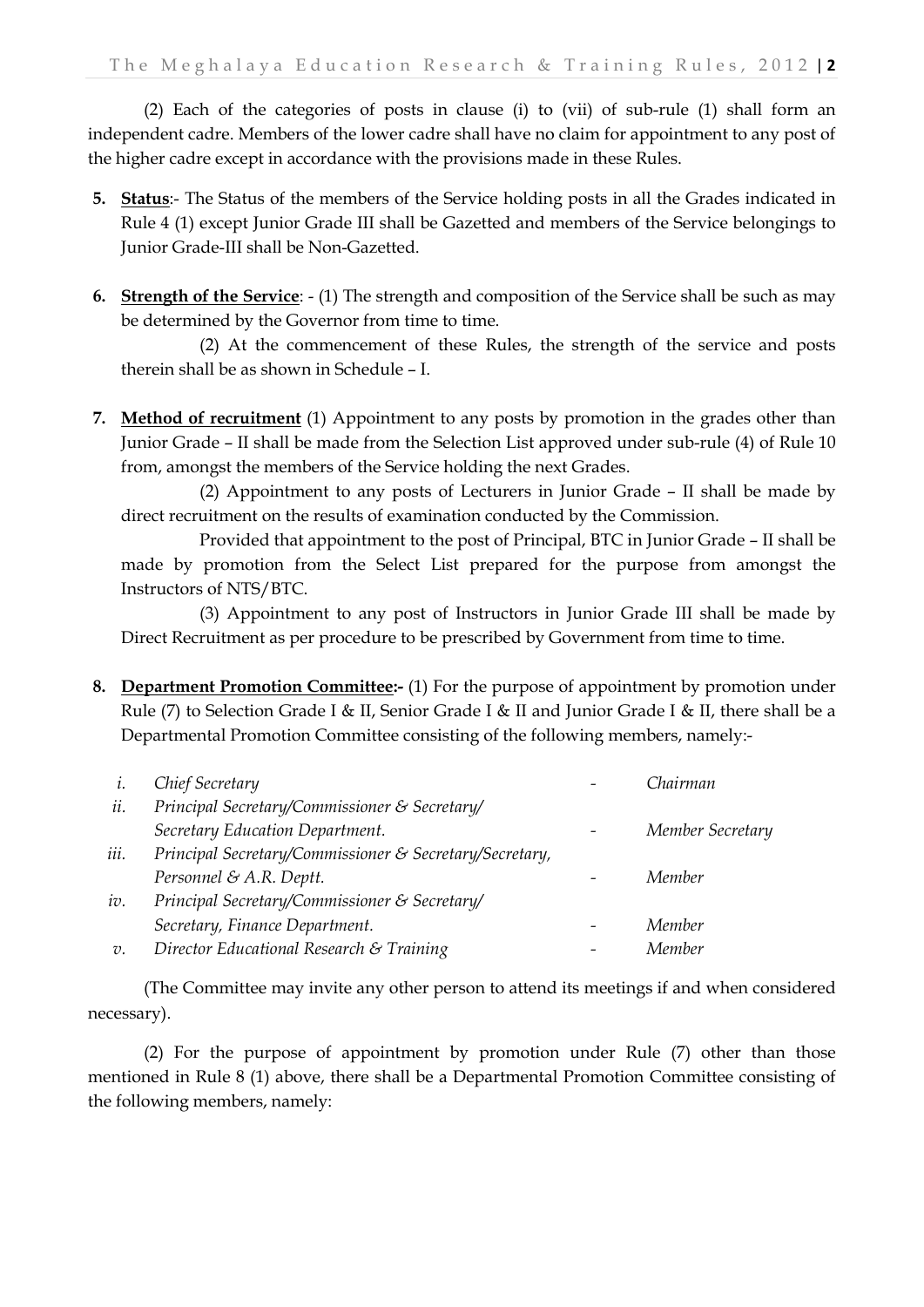(2) Each of the categories of posts in clause (i) to (vii) of sub-rule (1) shall form an independent cadre. Members of the lower cadre shall have no claim for appointment to any post of the higher cadre except in accordance with the provisions made in these Rules.

**5.** **Status**:- The Status of the members of the Service holding posts in all the Grades indicated in Rule 4 (1) except Junior Grade III shall be Gazetted and members of the Service belongings to Junior Grade-III shall be Non-Gazetted.

**6.** **Strength of the Service**: - (1) The strength and composition of the Service shall be such as may be determined by the Governor from time to time.

(2) At the commencement of these Rules, the strength of the service and posts therein shall be as shown in Schedule – I.

**7.** **Method of recruitment** (1) Appointment to any posts by promotion in the grades other than Junior Grade – II shall be made from the Selection List approved under sub-rule (4) of Rule 10 from, amongst the members of the Service holding the next Grades.

(2) Appointment to any posts of Lecturers in Junior Grade – II shall be made by direct recruitment on the results of examination conducted by the Commission.

Provided that appointment to the post of Principal, BTC in Junior Grade – II shall be made by promotion from the Select List prepared for the purpose from amongst the Instructors of NTS/BTC.

(3) Appointment to any post of Instructors in Junior Grade III shall be made by Direct Recruitment as per procedure to be prescribed by Government from time to time.

**8.** **Department Promotion Committee:-** (1) For the purpose of appointment by promotion under Rule (7) to Selection Grade I & II, Senior Grade I & II and Junior Grade I & II, there shall be a Departmental Promotion Committee consisting of the following members, namely:-

| | | | |
|---|---|---|---|
| *i.* | *Chief Secretary* | - | *Chairman* |
| *ii.* | *Principal Secretary/Commissioner & Secretary/ Secretary Education Department.* | - | *Member Secretary* |
| *iii.* | *Principal Secretary/Commissioner & Secretary/Secretary, Personnel & A.R. Deptt.* | - | *Member* |
| *iv.* | *Principal Secretary/Commissioner & Secretary/ Secretary, Finance Department.* | - | *Member* |
| *v.* | *Director Educational Research & Training* | - | *Member* |

(The Committee may invite any other person to attend its meetings if and when considered necessary).

(2) For the purpose of appointment by promotion under Rule (7) other than those mentioned in Rule 8 (1) above, there shall be a Departmental Promotion Committee consisting of the following members, namely: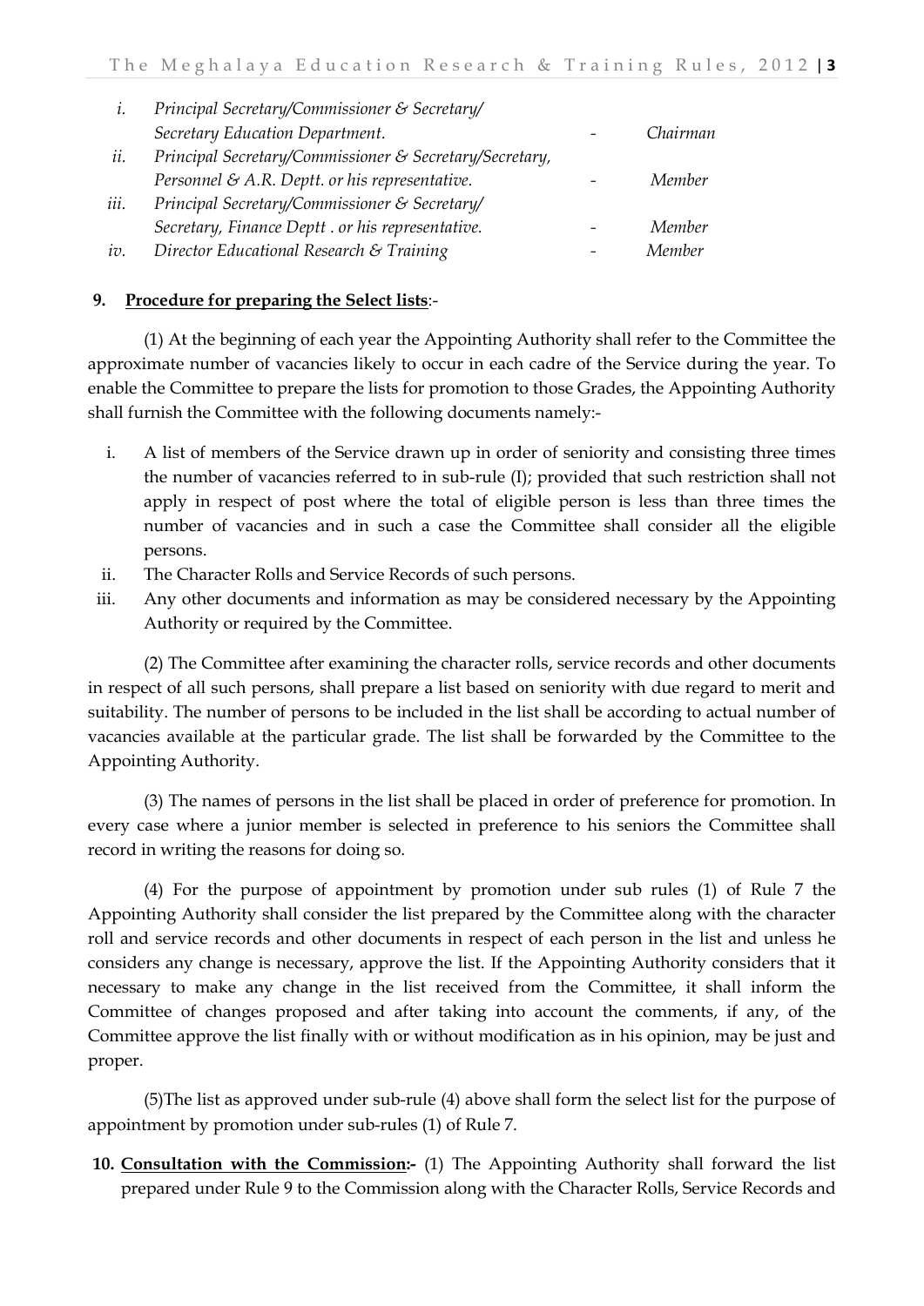| | | | |
|---|---|---|---|
| *i.* | *Principal Secretary/Commissioner & Secretary/ Secretary Education Department.* | - | *Chairman* |
| *ii.* | *Principal Secretary/Commissioner & Secretary/Secretary, Personnel & A.R. Deptt. or his representative.* | - | *Member* |
| *iii.* | *Principal Secretary/Commissioner & Secretary/ Secretary, Finance Deptt . or his representative.* | - | *Member* |
| *iv.* | *Director Educational Research & Training* | - | *Member* |

**9. Procedure for preparing the Select lists**:-

(1) At the beginning of each year the Appointing Authority shall refer to the Committee the approximate number of vacancies likely to occur in each cadre of the Service during the year. To enable the Committee to prepare the lists for promotion to those Grades, the Appointing Authority shall furnish the Committee with the following documents namely:-

i. A list of members of the Service drawn up in order of seniority and consisting three times the number of vacancies referred to in sub-rule (I); provided that such restriction shall not apply in respect of post where the total of eligible person is less than three times the number of vacancies and in such a case the Committee shall consider all the eligible persons.
ii. The Character Rolls and Service Records of such persons.
iii. Any other documents and information as may be considered necessary by the Appointing Authority or required by the Committee.

(2) The Committee after examining the character rolls, service records and other documents in respect of all such persons, shall prepare a list based on seniority with due regard to merit and suitability. The number of persons to be included in the list shall be according to actual number of vacancies available at the particular grade. The list shall be forwarded by the Committee to the Appointing Authority.

(3) The names of persons in the list shall be placed in order of preference for promotion. In every case where a junior member is selected in preference to his seniors the Committee shall record in writing the reasons for doing so.

(4) For the purpose of appointment by promotion under sub rules (1) of Rule 7 the Appointing Authority shall consider the list prepared by the Committee along with the character roll and service records and other documents in respect of each person in the list and unless he considers any change is necessary, approve the list. If the Appointing Authority considers that it necessary to make any change in the list received from the Committee, it shall inform the Committee of changes proposed and after taking into account the comments, if any, of the Committee approve the list finally with or without modification as in his opinion, may be just and proper.

(5)The list as approved under sub-rule (4) above shall form the select list for the purpose of appointment by promotion under sub-rules (1) of Rule 7.

**10. Consultation with the Commission:-** (1) The Appointing Authority shall forward the list prepared under Rule 9 to the Commission along with the Character Rolls, Service Records and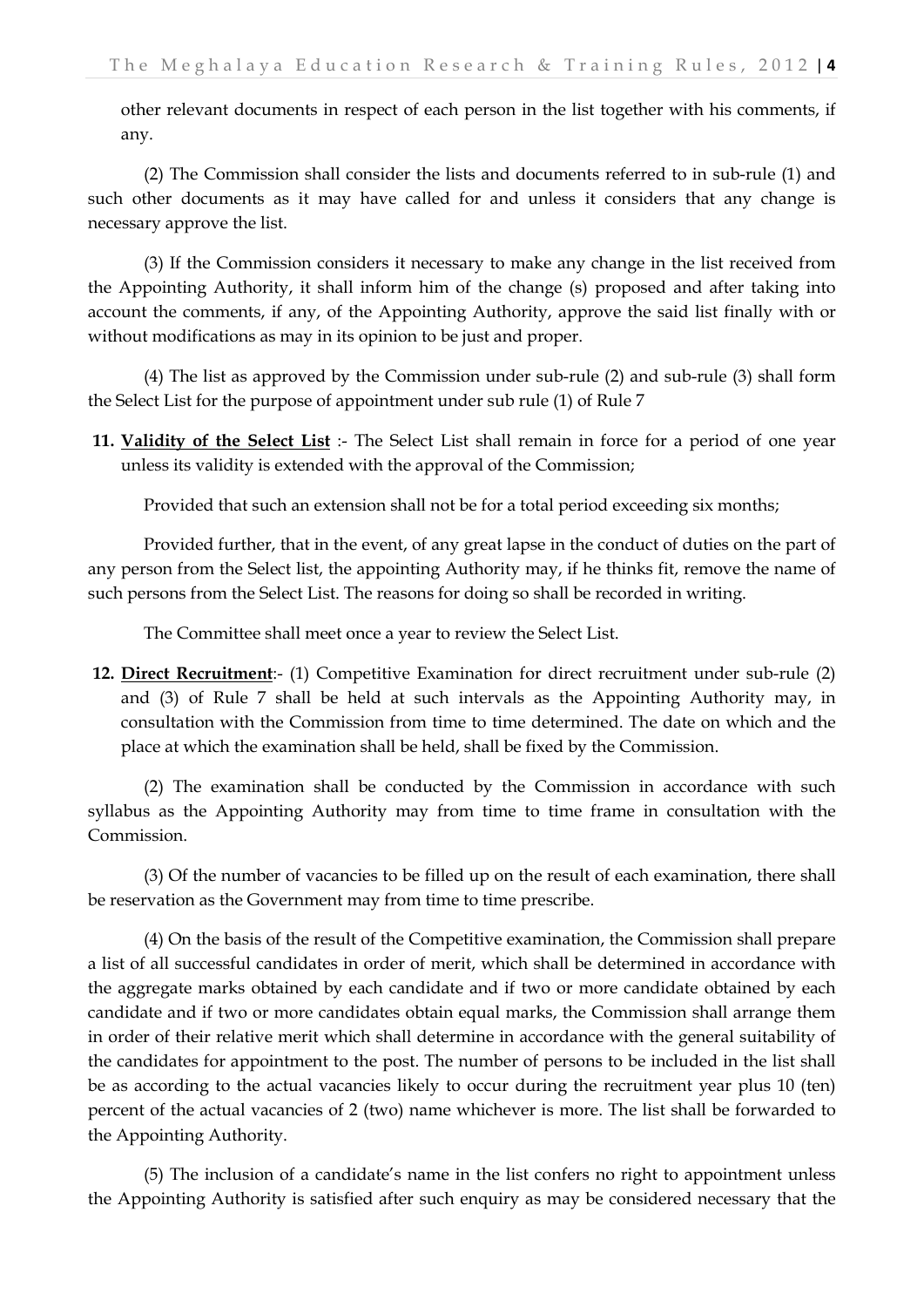other relevant documents in respect of each person in the list together with his comments, if any.

(2) The Commission shall consider the lists and documents referred to in sub-rule (1) and such other documents as it may have called for and unless it considers that any change is necessary approve the list.

(3) If the Commission considers it necessary to make any change in the list received from the Appointing Authority, it shall inform him of the change (s) proposed and after taking into account the comments, if any, of the Appointing Authority, approve the said list finally with or without modifications as may in its opinion to be just and proper.

(4) The list as approved by the Commission under sub-rule (2) and sub-rule (3) shall form the Select List for the purpose of appointment under sub rule (1) of Rule 7

**11. Validity of the Select List** :- The Select List shall remain in force for a period of one year unless its validity is extended with the approval of the Commission;

Provided that such an extension shall not be for a total period exceeding six months;

Provided further, that in the event, of any great lapse in the conduct of duties on the part of any person from the Select list, the appointing Authority may, if he thinks fit, remove the name of such persons from the Select List. The reasons for doing so shall be recorded in writing.

The Committee shall meet once a year to review the Select List.

**12. Direct Recruitment**:- (1) Competitive Examination for direct recruitment under sub-rule (2) and (3) of Rule 7 shall be held at such intervals as the Appointing Authority may, in consultation with the Commission from time to time determined. The date on which and the place at which the examination shall be held, shall be fixed by the Commission.

(2) The examination shall be conducted by the Commission in accordance with such syllabus as the Appointing Authority may from time to time frame in consultation with the Commission.

(3) Of the number of vacancies to be filled up on the result of each examination, there shall be reservation as the Government may from time to time prescribe.

(4) On the basis of the result of the Competitive examination, the Commission shall prepare a list of all successful candidates in order of merit, which shall be determined in accordance with the aggregate marks obtained by each candidate and if two or more candidate obtained by each candidate and if two or more candidates obtain equal marks, the Commission shall arrange them in order of their relative merit which shall determine in accordance with the general suitability of the candidates for appointment to the post. The number of persons to be included in the list shall be as according to the actual vacancies likely to occur during the recruitment year plus 10 (ten) percent of the actual vacancies of 2 (two) name whichever is more. The list shall be forwarded to the Appointing Authority.

(5) The inclusion of a candidate's name in the list confers no right to appointment unless the Appointing Authority is satisfied after such enquiry as may be considered necessary that the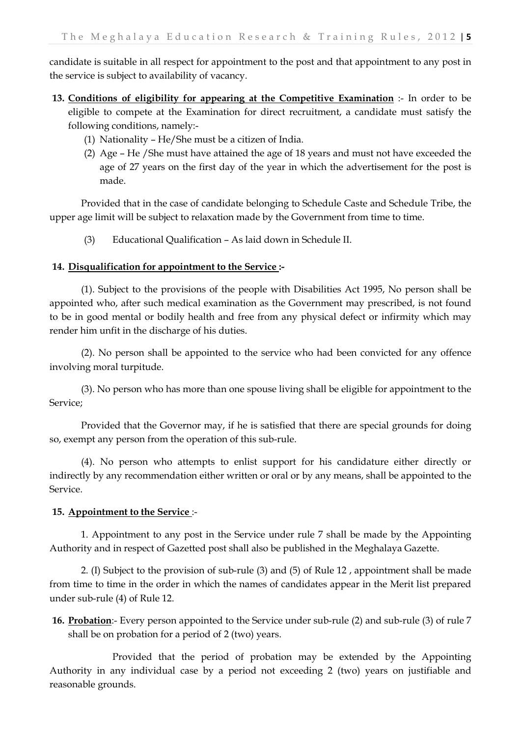candidate is suitable in all respect for appointment to the post and that appointment to any post in the service is subject to availability of vacancy.

**13. <u>Conditions of eligibility for appearing at the Competitive Examination</u>** :- In order to be eligible to compete at the Examination for direct recruitment, a candidate must satisfy the following conditions, namely:-

(1) Nationality – He/She must be a citizen of India.

(2) Age – He /She must have attained the age of 18 years and must not have exceeded the age of 27 years on the first day of the year in which the advertisement for the post is made.

Provided that in the case of candidate belonging to Schedule Caste and Schedule Tribe, the upper age limit will be subject to relaxation made by the Government from time to time.

(3) Educational Qualification – As laid down in Schedule II.

**14. <u>Disqualification for appointment to the Service</u> :-**

(1). Subject to the provisions of the people with Disabilities Act 1995, No person shall be appointed who, after such medical examination as the Government may prescribed, is not found to be in good mental or bodily health and free from any physical defect or infirmity which may render him unfit in the discharge of his duties.

(2). No person shall be appointed to the service who had been convicted for any offence involving moral turpitude.

(3). No person who has more than one spouse living shall be eligible for appointment to the Service;

Provided that the Governor may, if he is satisfied that there are special grounds for doing so, exempt any person from the operation of this sub-rule.

(4). No person who attempts to enlist support for his candidature either directly or indirectly by any recommendation either written or oral or by any means, shall be appointed to the Service.

**15. <u>Appointment to the Service</u>** :-

1. Appointment to any post in the Service under rule 7 shall be made by the Appointing Authority and in respect of Gazetted post shall also be published in the Meghalaya Gazette.

2. (I) Subject to the provision of sub-rule (3) and (5) of Rule 12 , appointment shall be made from time to time in the order in which the names of candidates appear in the Merit list prepared under sub-rule (4) of Rule 12.

**16. <u>Probation</u>**:- Every person appointed to the Service under sub-rule (2) and sub-rule (3) of rule 7 shall be on probation for a period of 2 (two) years.

Provided that the period of probation may be extended by the Appointing Authority in any individual case by a period not exceeding 2 (two) years on justifiable and reasonable grounds.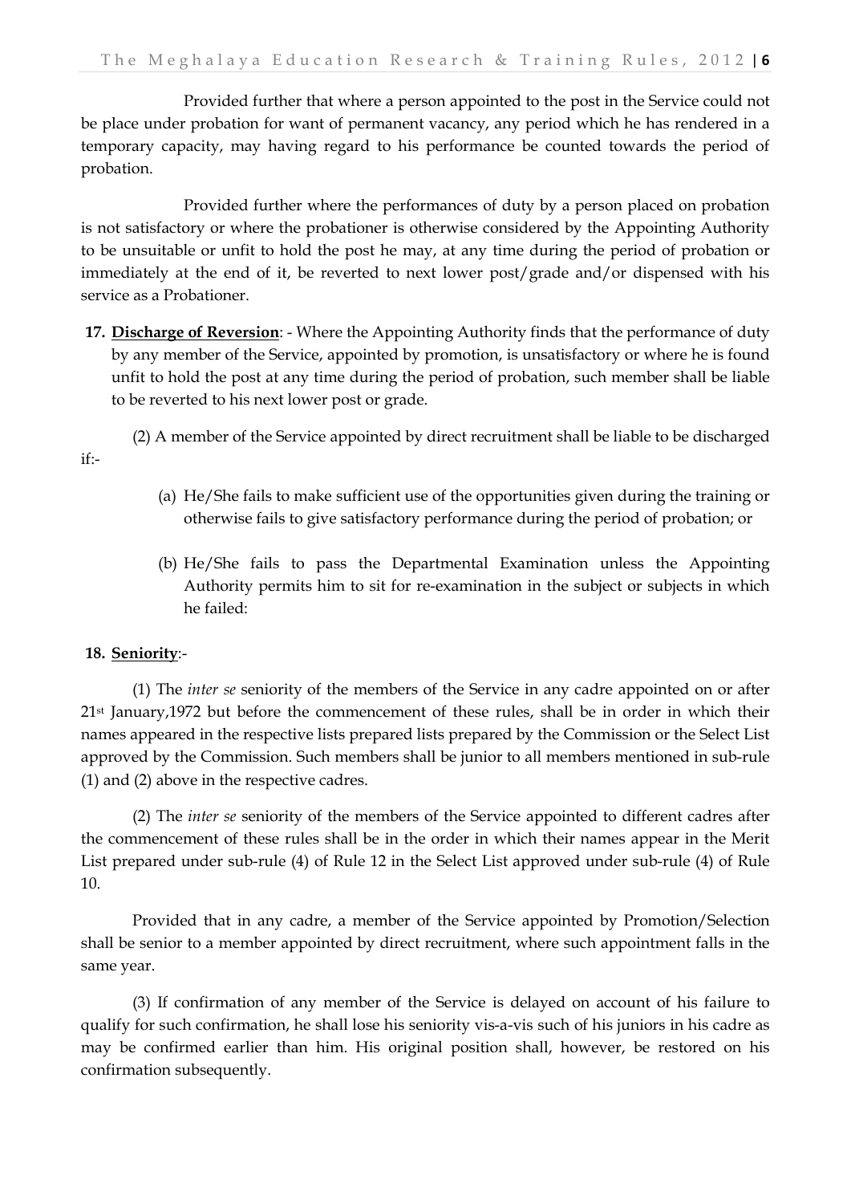Provided further that where a person appointed to the post in the Service could not be place under probation for want of permanent vacancy, any period which he has rendered in a temporary capacity, may having regard to his performance be counted towards the period of probation.

Provided further where the performances of duty by a person placed on probation is not satisfactory or where the probationer is otherwise considered by the Appointing Authority to be unsuitable or unfit to hold the post he may, at any time during the period of probation or immediately at the end of it, be reverted to next lower post/grade and/or dispensed with his service as a Probationer.

**17. <u>Discharge of Reversion</u>**: - Where the Appointing Authority finds that the performance of duty by any member of the Service, appointed by promotion, is unsatisfactory or where he is found unfit to hold the post at any time during the period of probation, such member shall be liable to be reverted to his next lower post or grade.

(2) A member of the Service appointed by direct recruitment shall be liable to be discharged if:-

(a) He/She fails to make sufficient use of the opportunities given during the training or otherwise fails to give satisfactory performance during the period of probation; or

(b) He/She fails to pass the Departmental Examination unless the Appointing Authority permits him to sit for re-examination in the subject or subjects in which he failed:

**18. <u>Seniority</u>**:-

(1) The *inter se* seniority of the members of the Service in any cadre appointed on or after 21st January,1972 but before the commencement of these rules, shall be in order in which their names appeared in the respective lists prepared lists prepared by the Commission or the Select List approved by the Commission. Such members shall be junior to all members mentioned in sub-rule (1) and (2) above in the respective cadres.

(2) The *inter se* seniority of the members of the Service appointed to different cadres after the commencement of these rules shall be in the order in which their names appear in the Merit List prepared under sub-rule (4) of Rule 12 in the Select List approved under sub-rule (4) of Rule 10.

Provided that in any cadre, a member of the Service appointed by Promotion/Selection shall be senior to a member appointed by direct recruitment, where such appointment falls in the same year.

(3) If confirmation of any member of the Service is delayed on account of his failure to qualify for such confirmation, he shall lose his seniority vis-a-vis such of his juniors in his cadre as may be confirmed earlier than him. His original position shall, however, be restored on his confirmation subsequently.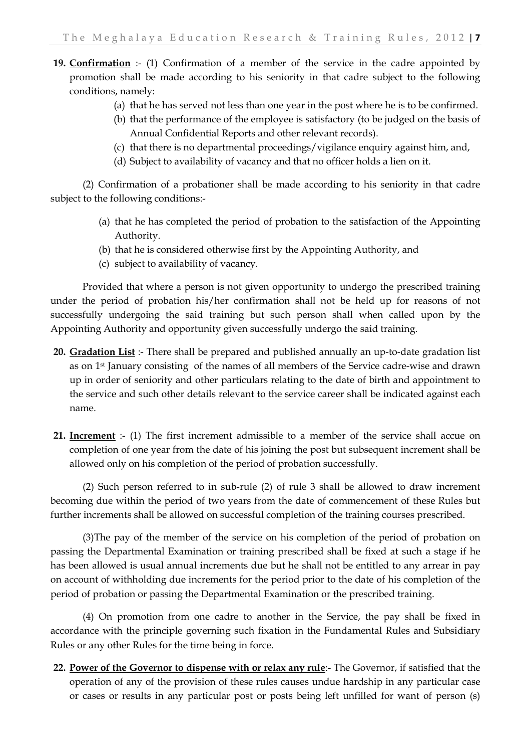**19. Confirmation** :- (1) Confirmation of a member of the service in the cadre appointed by promotion shall be made according to his seniority in that cadre subject to the following conditions, namely:

(a) that he has served not less than one year in the post where he is to be confirmed.

(b) that the performance of the employee is satisfactory (to be judged on the basis of Annual Confidential Reports and other relevant records).

(c) that there is no departmental proceedings/vigilance enquiry against him, and,

(d) Subject to availability of vacancy and that no officer holds a lien on it.

(2) Confirmation of a probationer shall be made according to his seniority in that cadre subject to the following conditions:-

(a) that he has completed the period of probation to the satisfaction of the Appointing Authority.

(b) that he is considered otherwise first by the Appointing Authority, and

(c) subject to availability of vacancy.

Provided that where a person is not given opportunity to undergo the prescribed training under the period of probation his/her confirmation shall not be held up for reasons of not successfully undergoing the said training but such person shall when called upon by the Appointing Authority and opportunity given successfully undergo the said training.

**20. Gradation List** :- There shall be prepared and published annually an up-to-date gradation list as on 1st January consisting of the names of all members of the Service cadre-wise and drawn up in order of seniority and other particulars relating to the date of birth and appointment to the service and such other details relevant to the service career shall be indicated against each name.

**21. Increment** :- (1) The first increment admissible to a member of the service shall accue on completion of one year from the date of his joining the post but subsequent increment shall be allowed only on his completion of the period of probation successfully.

(2) Such person referred to in sub-rule (2) of rule 3 shall be allowed to draw increment becoming due within the period of two years from the date of commencement of these Rules but further increments shall be allowed on successful completion of the training courses prescribed.

(3)The pay of the member of the service on his completion of the period of probation on passing the Departmental Examination or training prescribed shall be fixed at such a stage if he has been allowed is usual annual increments due but he shall not be entitled to any arrear in pay on account of withholding due increments for the period prior to the date of his completion of the period of probation or passing the Departmental Examination or the prescribed training.

(4) On promotion from one cadre to another in the Service, the pay shall be fixed in accordance with the principle governing such fixation in the Fundamental Rules and Subsidiary Rules or any other Rules for the time being in force.

**22. Power of the Governor to dispense with or relax any rule**:- The Governor, if satisfied that the operation of any of the provision of these rules causes undue hardship in any particular case or cases or results in any particular post or posts being left unfilled for want of person (s)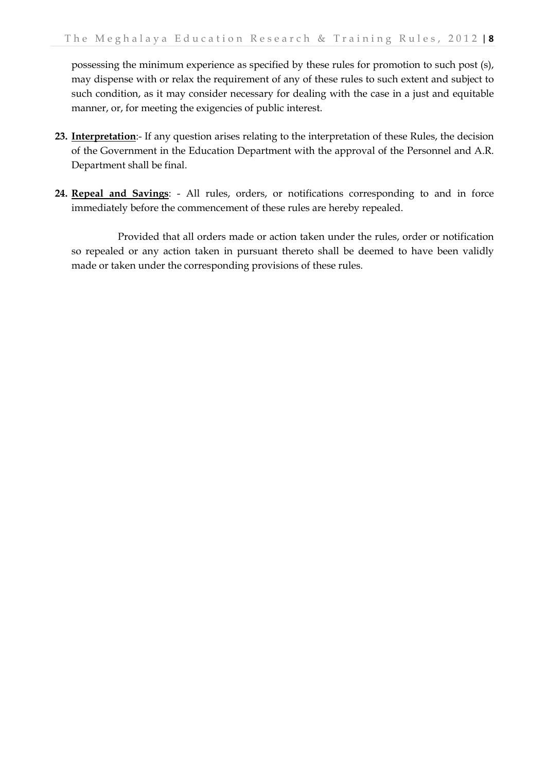possessing the minimum experience as specified by these rules for promotion to such post (s), may dispense with or relax the requirement of any of these rules to such extent and subject to such condition, as it may consider necessary for dealing with the case in a just and equitable manner, or, for meeting the exigencies of public interest.

**23. Interpretation**:- If any question arises relating to the interpretation of these Rules, the decision of the Government in the Education Department with the approval of the Personnel and A.R. Department shall be final.

**24. Repeal and Savings**: - All rules, orders, or notifications corresponding to and in force immediately before the commencement of these rules are hereby repealed.

Provided that all orders made or action taken under the rules, order or notification so repealed or any action taken in pursuant thereto shall be deemed to have been validly made or taken under the corresponding provisions of these rules.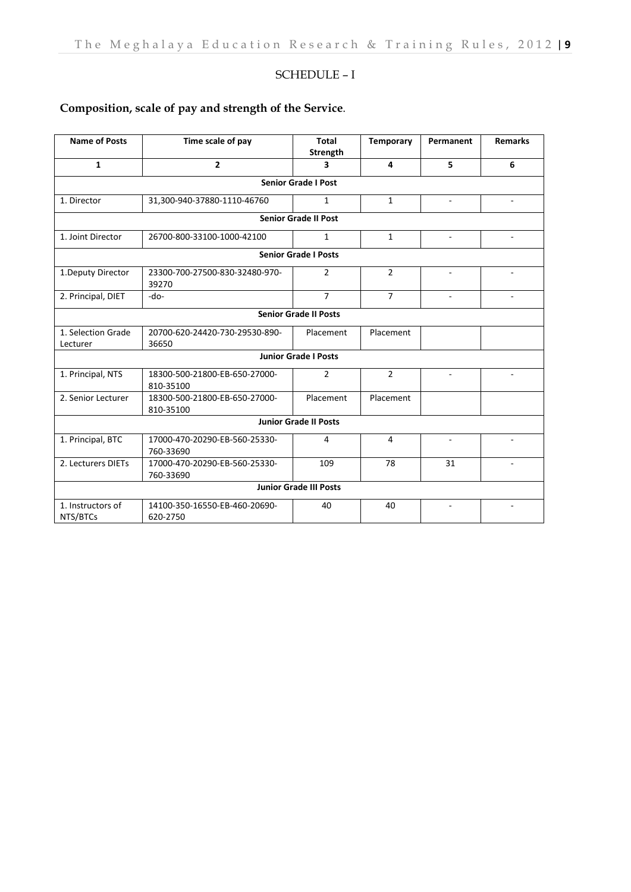## SCHEDULE – I

### Composition, scale of pay and strength of the Service.

| Name of Posts | Time scale of pay | Total Strength | Temporary | Permanent | Remarks |
|---|---|---|---|---|---|
| 1 | 2 | 3 | 4 | 5 | 6 |
| **Senior Grade I Post** | | | | | |
| 1. Director | 31,300-940-37880-1110-46760 | 1 | 1 | - | - |
| **Senior Grade II Post** | | | | | |
| 1. Joint Director | 26700-800-33100-1000-42100 | 1 | 1 | - | - |
| **Senior Grade I Posts** | | | | | |
| 1.Deputy Director | 23300-700-27500-830-32480-970-39270 | 2 | 2 | - | - |
| 2. Principal, DIET | -do- | 7 | 7 | - | - |
| **Senior Grade II Posts** | | | | | |
| 1. Selection Grade Lecturer | 20700-620-24420-730-29530-890-36650 | Placement | Placement | | |
| **Junior Grade I Posts** | | | | | |
| 1. Principal, NTS | 18300-500-21800-EB-650-27000-810-35100 | 2 | 2 | - | - |
| 2. Senior Lecturer | 18300-500-21800-EB-650-27000-810-35100 | Placement | Placement | | |
| **Junior Grade II Posts** | | | | | |
| 1. Principal, BTC | 17000-470-20290-EB-560-25330-760-33690 | 4 | 4 | - | - |
| 2. Lecturers DIETs | 17000-470-20290-EB-560-25330-760-33690 | 109 | 78 | 31 | - |
| **Junior Grade III Posts** | | | | | |
| 1. Instructors of NTS/BTCs | 14100-350-16550-EB-460-20690-620-2750 | 40 | 40 | - | - |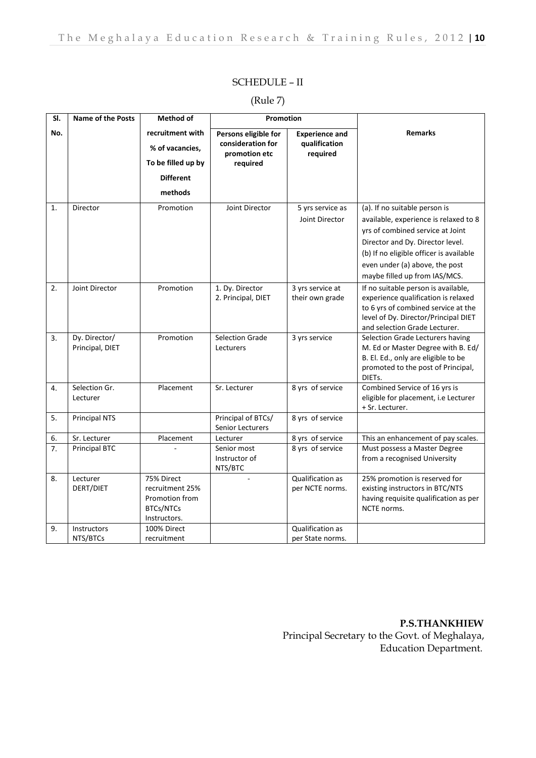## SCHEDULE – II

(Rule 7)

| Sl. No. | Name of the Posts | Method of recruitment with % of vacancies, To be filled up by Different methods | Promotion | | Remarks |
|---|---|---|---|---|---|
| | | | Persons eligible for consideration for promotion etc required | Experience and qualification required | |
| 1. | Director | Promotion | Joint Director | 5 yrs service as Joint Director | (a). If no suitable person is available, experience is relaxed to 8 yrs of combined service at Joint Director and Dy. Director level. (b) If no eligible officer is available even under (a) above, the post maybe filled up from IAS/MCS. |
| 2. | Joint Director | Promotion | 1. Dy. Director 2. Principal, DIET | 3 yrs service at their own grade | If no suitable person is available, experience qualification is relaxed to 6 yrs of combined service at the level of Dy. Director/Principal DIET and selection Grade Lecturer. |
| 3. | Dy. Director/ Principal, DIET | Promotion | Selection Grade Lecturers | 3 yrs service | Selection Grade Lecturers having M. Ed or Master Degree with B. Ed/ B. El. Ed., only are eligible to be promoted to the post of Principal, DIETs. |
| 4. | Selection Gr. Lecturer | Placement | Sr. Lecturer | 8 yrs of service | Combined Service of 16 yrs is eligible for placement, i.e Lecturer + Sr. Lecturer. |
| 5. | Principal NTS | | Principal of BTCs/ Senior Lecturers | 8 yrs of service | |
| 6. | Sr. Lecturer | Placement | Lecturer | 8 yrs of service | This an enhancement of pay scales. |
| 7. | Principal BTC | - | Senior most Instructor of NTS/BTC | 8 yrs of service | Must possess a Master Degree from a recognised University |
| 8. | Lecturer DERT/DIET | 75% Direct recruitment 25% Promotion from BTCs/NTCs Instructors. | - | Qualification as per NCTE norms. | 25% promotion is reserved for existing instructors in BTC/NTS having requisite qualification as per NCTE norms. |
| 9. | Instructors NTS/BTCs | 100% Direct recruitment | | Qualification as per State norms. | |

**P.S.THANKHIEW**
Principal Secretary to the Govt. of Meghalaya,
Education Department.